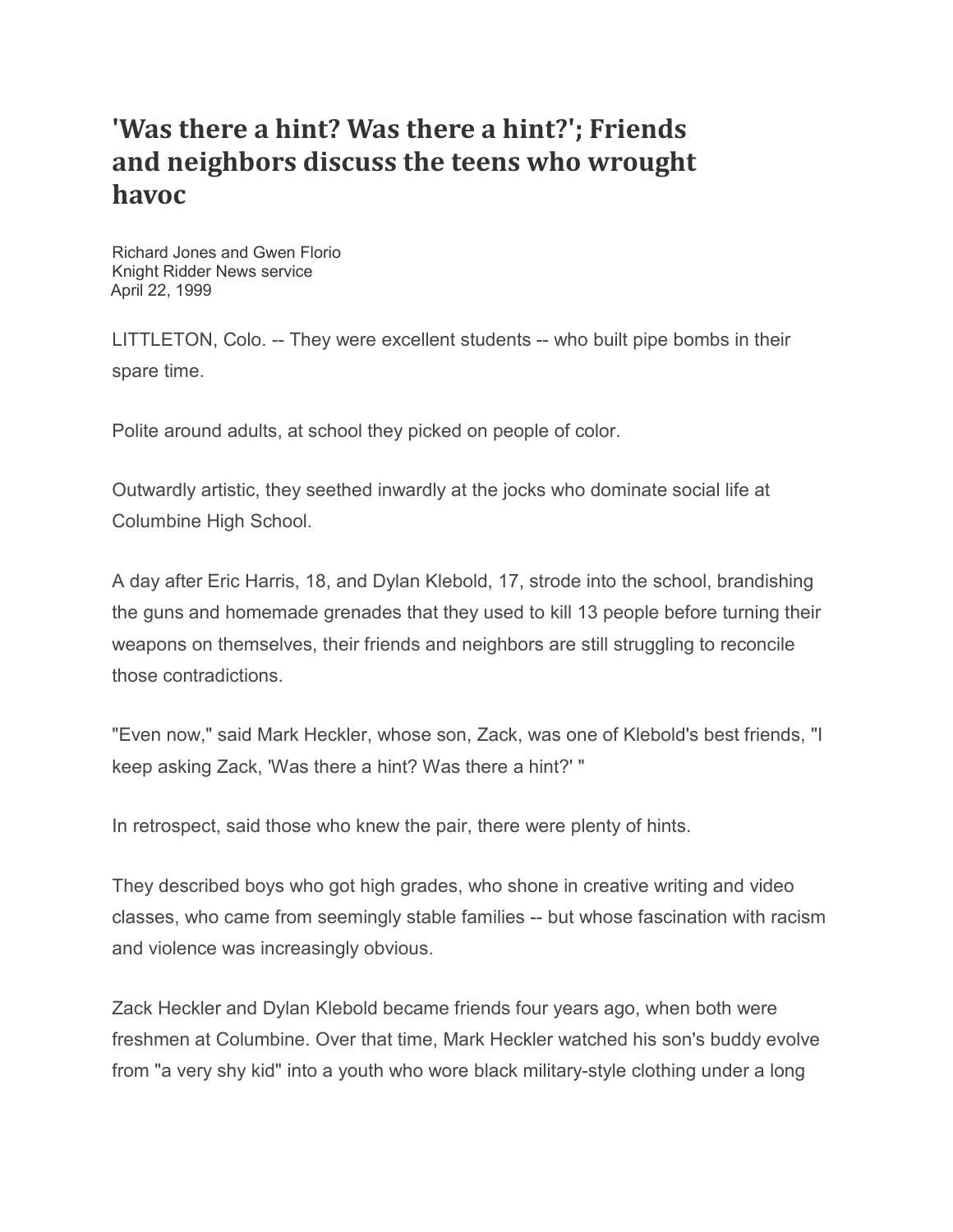# 'Was there a hint? Was there a hint?'; Friends and neighbors discuss the teens who wrought havoc

Richard Jones and Gwen Florio
Knight Ridder News service
April 22, 1999

LITTLETON, Colo. -- They were excellent students -- who built pipe bombs in their spare time.

Polite around adults, at school they picked on people of color.

Outwardly artistic, they seethed inwardly at the jocks who dominate social life at Columbine High School.

A day after Eric Harris, 18, and Dylan Klebold, 17, strode into the school, brandishing the guns and homemade grenades that they used to kill 13 people before turning their weapons on themselves, their friends and neighbors are still struggling to reconcile those contradictions.

"Even now," said Mark Heckler, whose son, Zack, was one of Klebold's best friends, "I keep asking Zack, 'Was there a hint? Was there a hint?' "

In retrospect, said those who knew the pair, there were plenty of hints.

They described boys who got high grades, who shone in creative writing and video classes, who came from seemingly stable families -- but whose fascination with racism and violence was increasingly obvious.

Zack Heckler and Dylan Klebold became friends four years ago, when both were freshmen at Columbine. Over that time, Mark Heckler watched his son's buddy evolve from "a very shy kid" into a youth who wore black military-style clothing under a long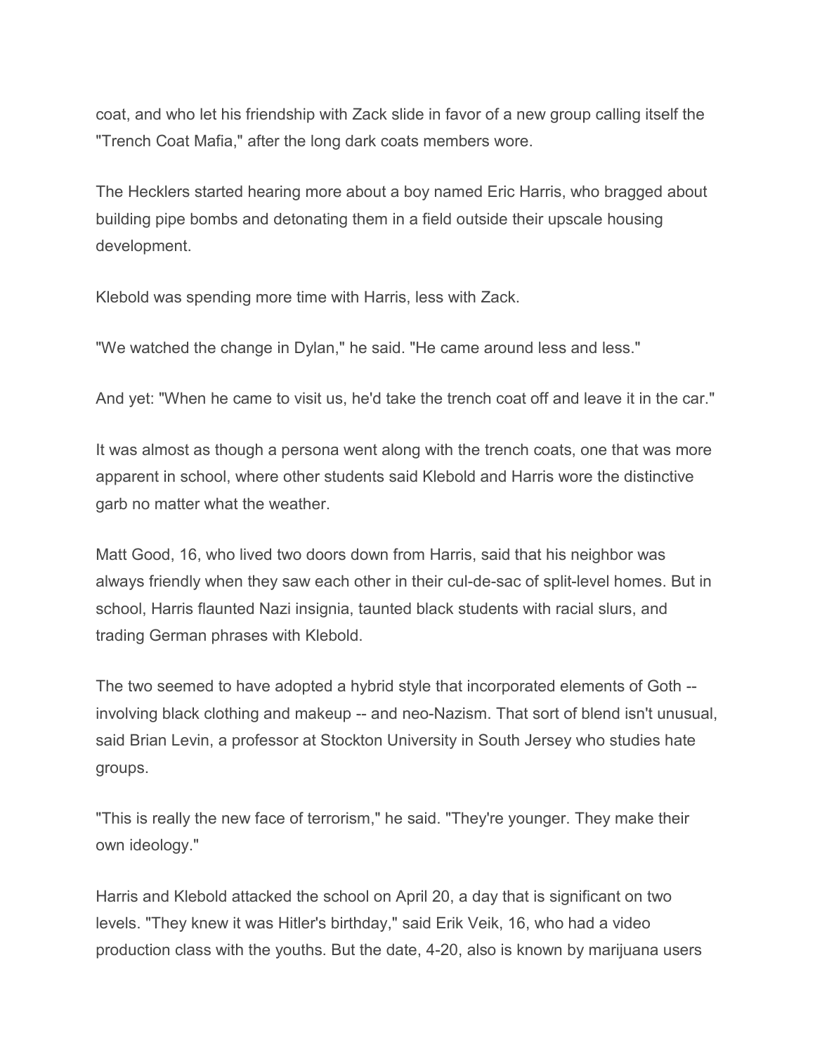coat, and who let his friendship with Zack slide in favor of a new group calling itself the "Trench Coat Mafia," after the long dark coats members wore.

The Hecklers started hearing more about a boy named Eric Harris, who bragged about building pipe bombs and detonating them in a field outside their upscale housing development.

Klebold was spending more time with Harris, less with Zack.

"We watched the change in Dylan," he said. "He came around less and less."

And yet: "When he came to visit us, he'd take the trench coat off and leave it in the car."

It was almost as though a persona went along with the trench coats, one that was more apparent in school, where other students said Klebold and Harris wore the distinctive garb no matter what the weather.

Matt Good, 16, who lived two doors down from Harris, said that his neighbor was always friendly when they saw each other in their cul-de-sac of split-level homes. But in school, Harris flaunted Nazi insignia, taunted black students with racial slurs, and trading German phrases with Klebold.

The two seemed to have adopted a hybrid style that incorporated elements of Goth -- involving black clothing and makeup -- and neo-Nazism. That sort of blend isn't unusual, said Brian Levin, a professor at Stockton University in South Jersey who studies hate groups.

"This is really the new face of terrorism," he said. "They're younger. They make their own ideology."

Harris and Klebold attacked the school on April 20, a day that is significant on two levels. "They knew it was Hitler's birthday," said Erik Veik, 16, who had a video production class with the youths. But the date, 4-20, also is known by marijuana users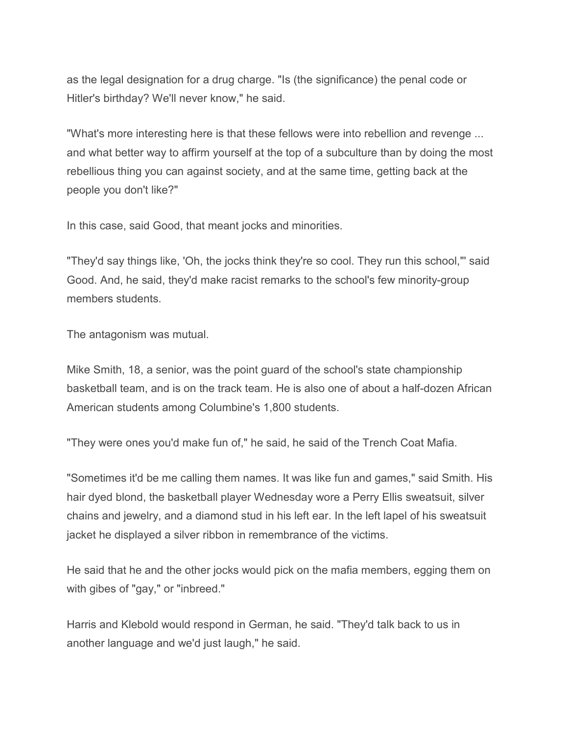as the legal designation for a drug charge. "Is (the significance) the penal code or Hitler's birthday? We'll never know," he said.

"What's more interesting here is that these fellows were into rebellion and revenge ... and what better way to affirm yourself at the top of a subculture than by doing the most rebellious thing you can against society, and at the same time, getting back at the people you don't like?"

In this case, said Good, that meant jocks and minorities.

"They'd say things like, 'Oh, the jocks think they're so cool. They run this school,'" said Good. And, he said, they'd make racist remarks to the school's few minority-group members students.

The antagonism was mutual.

Mike Smith, 18, a senior, was the point guard of the school's state championship basketball team, and is on the track team. He is also one of about a half-dozen African American students among Columbine's 1,800 students.

"They were ones you'd make fun of," he said, he said of the Trench Coat Mafia.

"Sometimes it'd be me calling them names. It was like fun and games," said Smith. His hair dyed blond, the basketball player Wednesday wore a Perry Ellis sweatsuit, silver chains and jewelry, and a diamond stud in his left ear. In the left lapel of his sweatsuit jacket he displayed a silver ribbon in remembrance of the victims.

He said that he and the other jocks would pick on the mafia members, egging them on with gibes of "gay," or "inbreed."

Harris and Klebold would respond in German, he said. "They'd talk back to us in another language and we'd just laugh," he said.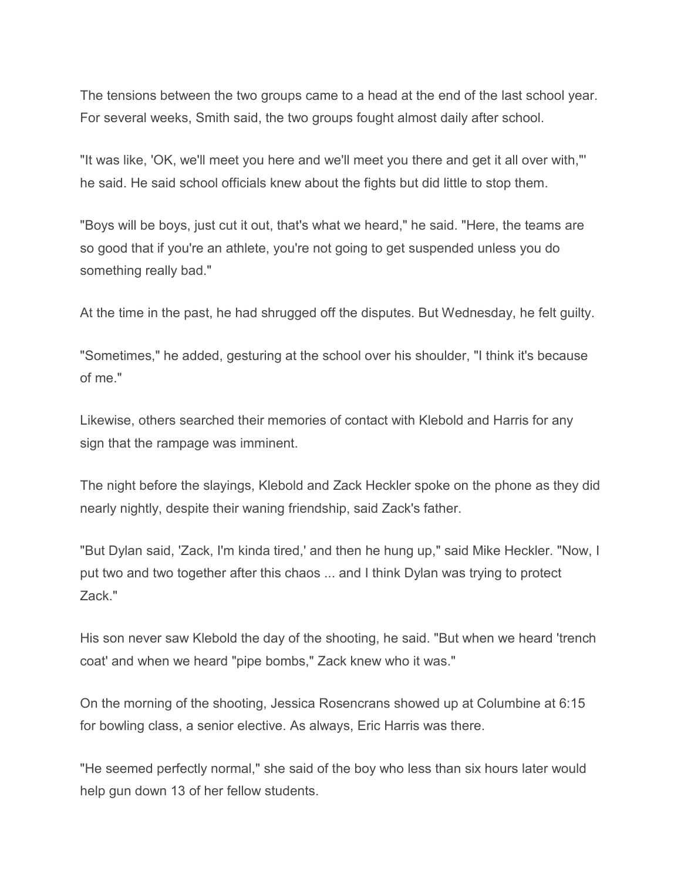The tensions between the two groups came to a head at the end of the last school year. For several weeks, Smith said, the two groups fought almost daily after school.

"It was like, 'OK, we'll meet you here and we'll meet you there and get it all over with,'" he said. He said school officials knew about the fights but did little to stop them.

"Boys will be boys, just cut it out, that's what we heard," he said. "Here, the teams are so good that if you're an athlete, you're not going to get suspended unless you do something really bad."

At the time in the past, he had shrugged off the disputes. But Wednesday, he felt guilty.

"Sometimes," he added, gesturing at the school over his shoulder, "I think it's because of me."

Likewise, others searched their memories of contact with Klebold and Harris for any sign that the rampage was imminent.

The night before the slayings, Klebold and Zack Heckler spoke on the phone as they did nearly nightly, despite their waning friendship, said Zack's father.

"But Dylan said, 'Zack, I'm kinda tired,' and then he hung up," said Mike Heckler. "Now, I put two and two together after this chaos ... and I think Dylan was trying to protect Zack."

His son never saw Klebold the day of the shooting, he said. "But when we heard 'trench coat' and when we heard "pipe bombs," Zack knew who it was."

On the morning of the shooting, Jessica Rosencrans showed up at Columbine at 6:15 for bowling class, a senior elective. As always, Eric Harris was there.

"He seemed perfectly normal," she said of the boy who less than six hours later would help gun down 13 of her fellow students.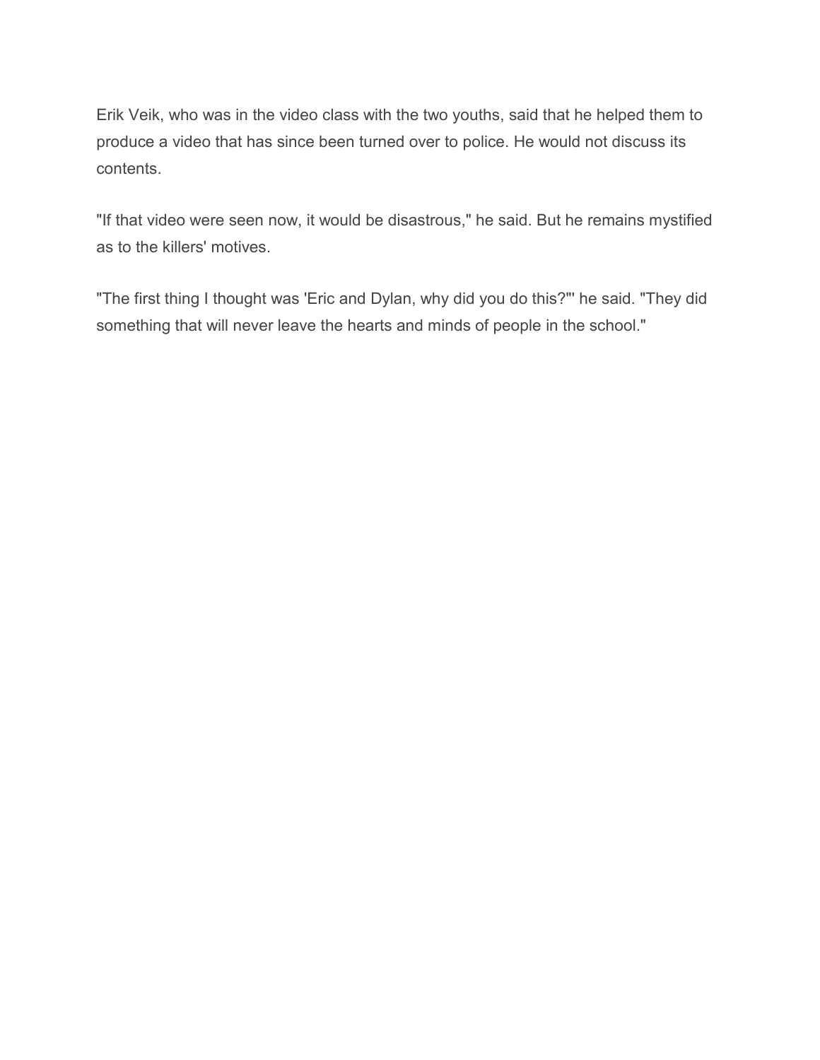Erik Veik, who was in the video class with the two youths, said that he helped them to produce a video that has since been turned over to police. He would not discuss its contents.

"If that video were seen now, it would be disastrous," he said. But he remains mystified as to the killers' motives.

"The first thing I thought was 'Eric and Dylan, why did you do this?"' he said. "They did something that will never leave the hearts and minds of people in the school."